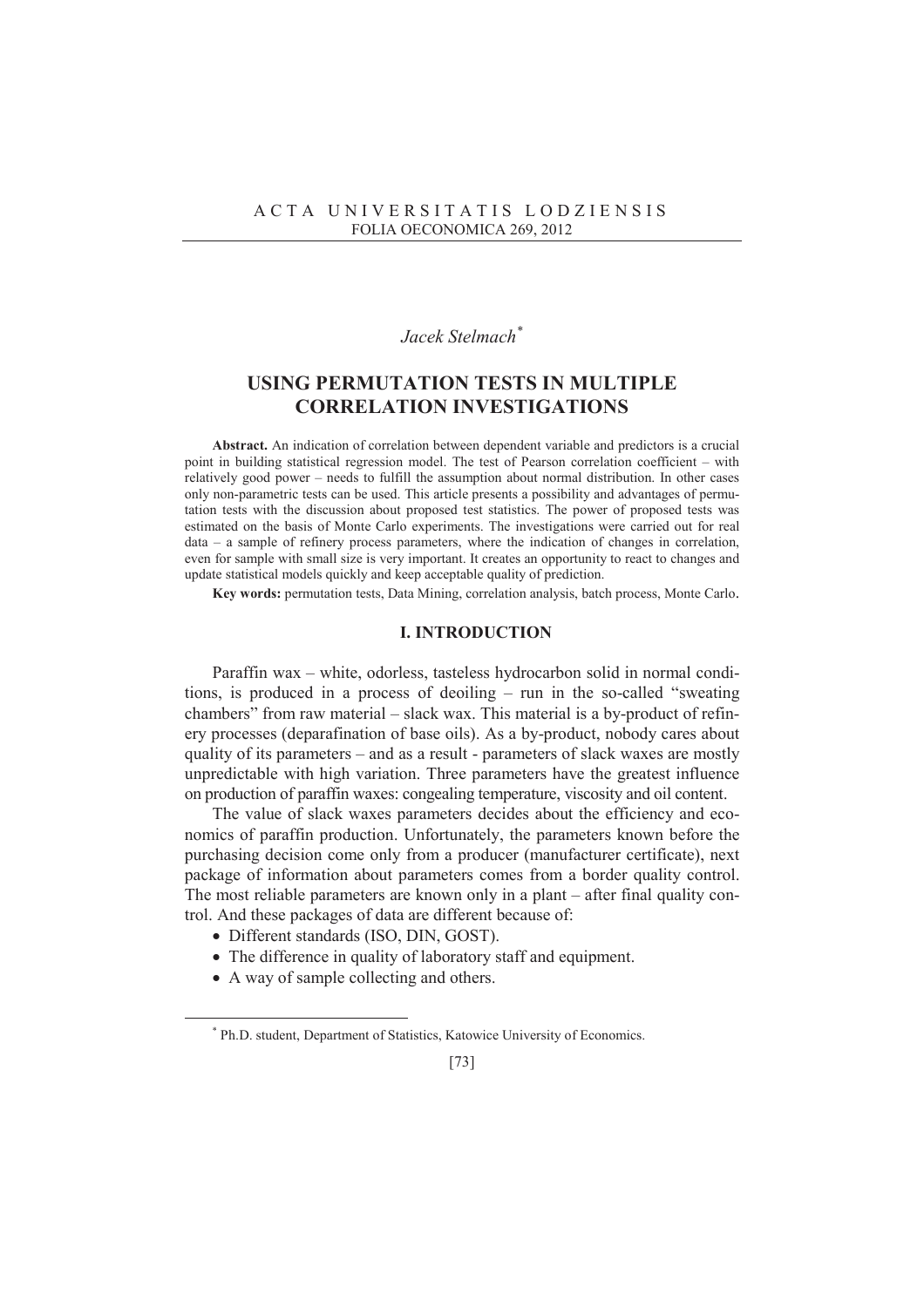Jacek Stelmach[*]

# USING PERMUTATION TESTS IN MULTIPLE CORRELATION INVESTIGATIONS

**Abstract.** An indication of correlation between dependent variable and predictors is a crucial point in building statistical regression model. The test of Pearson correlation coefficient – with relatively good power – needs to fulfill the assumption about normal distribution. In other cases only non-parametric tests can be used. This article presents a possibility and advantages of permutation tests with the discussion about proposed test statistics. The power of proposed tests was estimated on the basis of Monte Carlo experiments. The investigations were carried out for real data – a sample of refinery process parameters, where the indication of changes in correlation, even for sample with small size is very important. It creates an opportunity to react to changes and update statistical models quickly and keep acceptable quality of prediction.

**Key words:** permutation tests, Data Mining, correlation analysis, batch process, Monte Carlo.

## I. INTRODUCTION

Paraffin wax – white, odorless, tasteless hydrocarbon solid in normal conditions, is produced in a process of deoiling – run in the so-called "sweating chambers" from raw material – slack wax. This material is a by-product of refinery processes (deparafination of base oils). As a by-product, nobody cares about quality of its parameters – and as a result - parameters of slack waxes are mostly unpredictable with high variation. Three parameters have the greatest influence on production of paraffin waxes: congealing temperature, viscosity and oil content.

The value of slack waxes parameters decides about the efficiency and economics of paraffin production. Unfortunately, the parameters known before the purchasing decision come only from a producer (manufacturer certificate), next package of information about parameters comes from a border quality control. The most reliable parameters are known only in a plant – after final quality control. And these packages of data are different because of:

- Different standards (ISO, DIN, GOST).
- The difference in quality of laboratory staff and equipment.
- A way of sample collecting and others.

[*] Ph.D. student, Department of Statistics, Katowice University of Economics.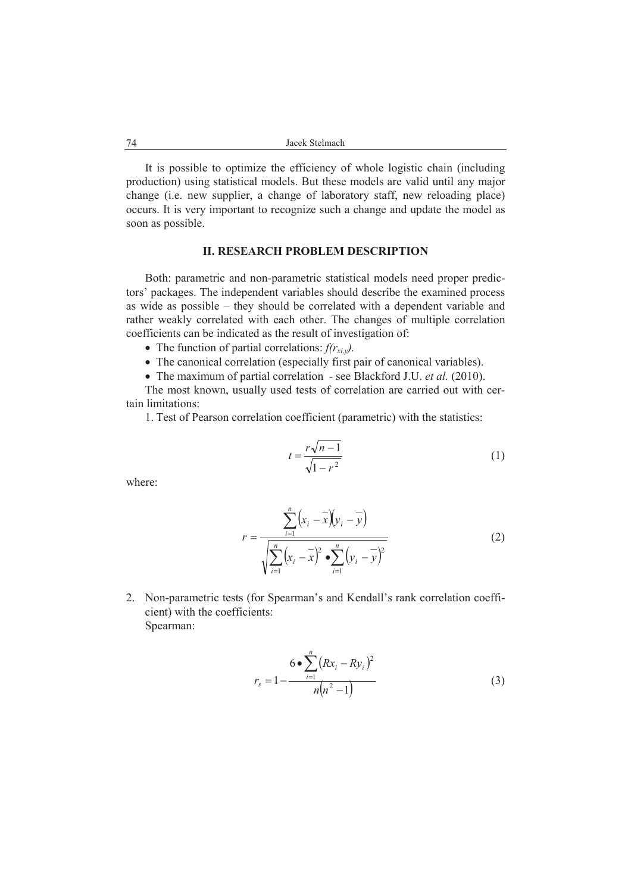It is possible to optimize the efficiency of whole logistic chain (including production) using statistical models. But these models are valid until any major change (i.e. new supplier, a change of laboratory staff, new reloading place) occurs. It is very important to recognize such a change and update the model as soon as possible.

## II. RESEARCH PROBLEM DESCRIPTION

Both: parametric and non-parametric statistical models need proper predictors' packages. The independent variables should describe the examined process as wide as possible – they should be correlated with a dependent variable and rather weakly correlated with each other. The changes of multiple correlation coefficients can be indicated as the result of investigation of:

- The function of partial correlations: $f(r_{xi,y})$.
- The canonical correlation (especially first pair of canonical variables).
- The maximum of partial correlation - see Blackford J.U. *et al.* (2010).

The most known, usually used tests of correlation are carried out with certain limitations:

1. Test of Pearson correlation coefficient (parametric) with the statistics:

$$t = \frac{r\sqrt{n-1}}{\sqrt{1-r^2}} \tag{1}$$

where:

$$r = \frac{\sum_{i=1}^{n}\left(x_i - \overline{x}\right)\left(y_i - \overline{y}\right)}{\sqrt{\sum_{i=1}^{n}\left(x_i - \overline{x}\right)^2 \bullet \sum_{i=1}^{n}\left(y_i - \overline{y}\right)^2}} \tag{2}$$

2. Non-parametric tests (for Spearman's and Kendall's rank correlation coefficient) with the coefficients:
   Spearman:

$$r_s = 1 - \frac{6 \bullet \sum_{i=1}^{n}\left(Rx_i - Ry_i\right)^2}{n\left(n^2 - 1\right)} \tag{3}$$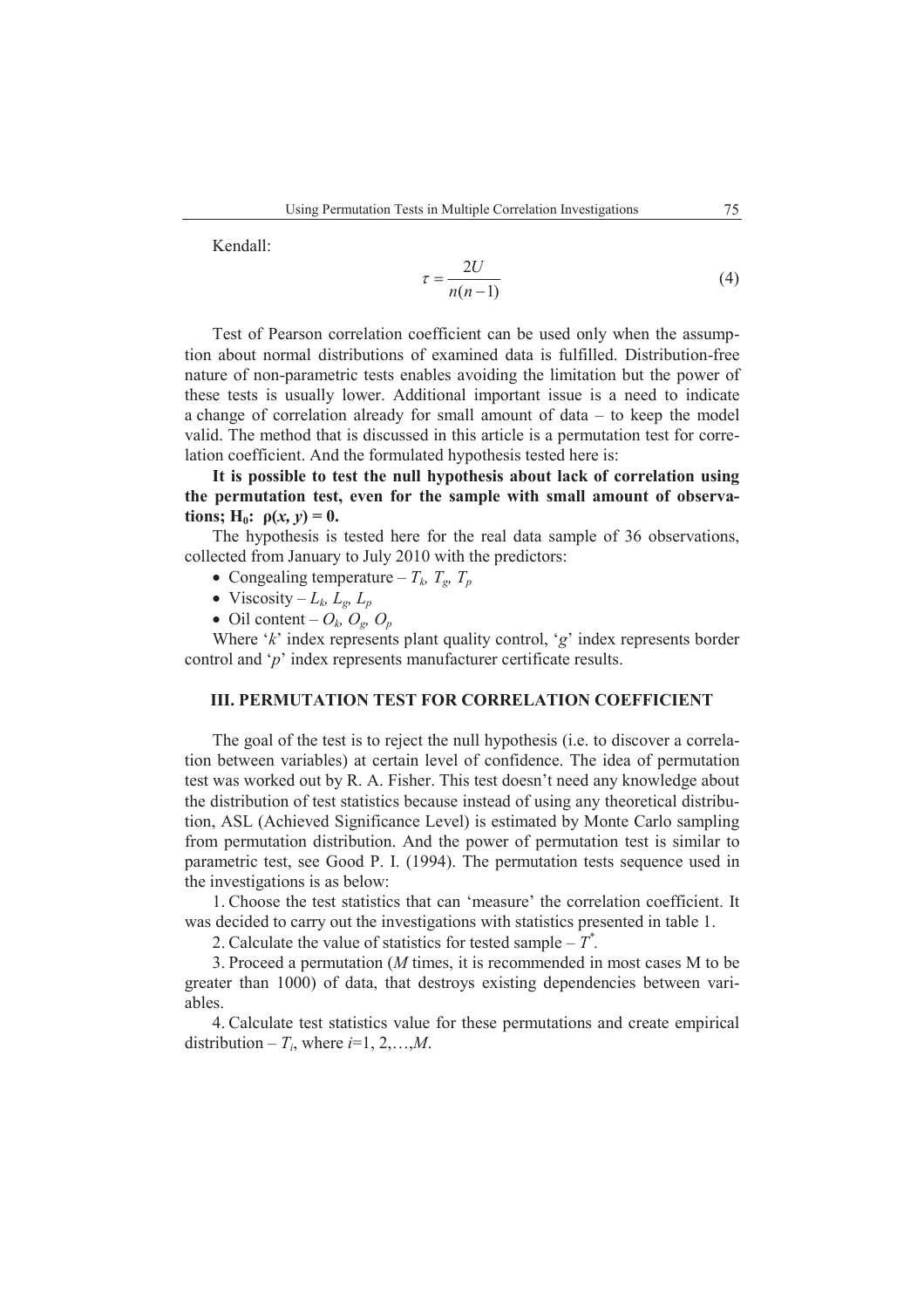Kendall:

$$\tau = \frac{2U}{n(n-1)} \tag{4}$$

Test of Pearson correlation coefficient can be used only when the assumption about normal distributions of examined data is fulfilled. Distribution-free nature of non-parametric tests enables avoiding the limitation but the power of these tests is usually lower. Additional important issue is a need to indicate a change of correlation already for small amount of data – to keep the model valid. The method that is discussed in this article is a permutation test for correlation coefficient. And the formulated hypothesis tested here is:

**It is possible to test the null hypothesis about lack of correlation using the permutation test, even for the sample with small amount of observations; $H_0$: $\rho(x, y) = 0$.**

The hypothesis is tested here for the real data sample of 36 observations, collected from January to July 2010 with the predictors:

- Congealing temperature – $T_k$, $T_g$, $T_p$
- Viscosity – $L_k$, $L_g$, $L_p$
- Oil content – $O_k$, $O_g$, $O_p$

Where '$k$' index represents plant quality control, '$g$' index represents border control and '$p$' index represents manufacturer certificate results.

## III. PERMUTATION TEST FOR CORRELATION COEFFICIENT

The goal of the test is to reject the null hypothesis (i.e. to discover a correlation between variables) at certain level of confidence. The idea of permutation test was worked out by R. A. Fisher. This test doesn't need any knowledge about the distribution of test statistics because instead of using any theoretical distribution, ASL (Achieved Significance Level) is estimated by Monte Carlo sampling from permutation distribution. And the power of permutation test is similar to parametric test, see Good P. I. (1994). The permutation tests sequence used in the investigations is as below:

1. Choose the test statistics that can 'measure' the correlation coefficient. It was decided to carry out the investigations with statistics presented in table 1.

2. Calculate the value of statistics for tested sample – $T^*$.

3. Proceed a permutation ($M$ times, it is recommended in most cases M to be greater than 1000) of data, that destroys existing dependencies between variables.

4. Calculate test statistics value for these permutations and create empirical distribution – $T_i$, where $i$=1, 2,…,$M$.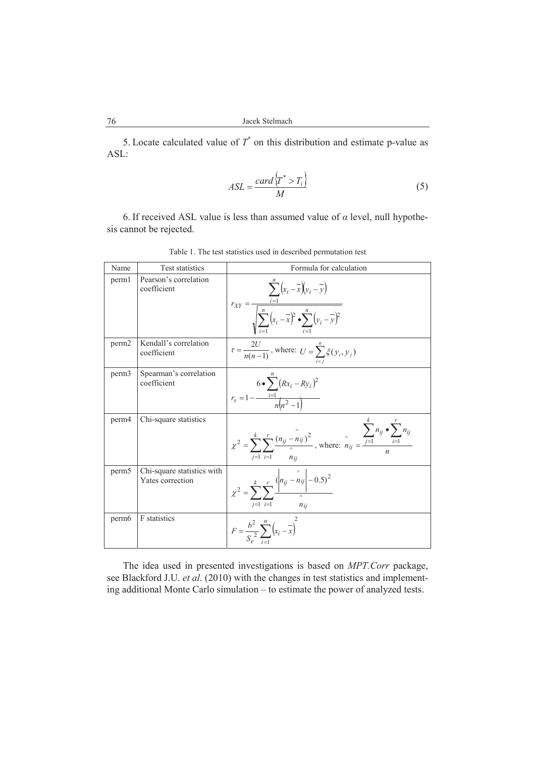5. Locate calculated value of $T^*$ on this distribution and estimate p-value as ASL:

$$ASL = \frac{card\left\{T^* > T_i\right\}}{M} \tag{5}$$

6. If received ASL value is less than assumed value of $\alpha$ level, null hypothesis cannot be rejected.

Table 1. The test statistics used in described permutation test

| Name | Test statistics | Formula for calculation |
|---|---|---|
| perm1 | Pearson's correlation coefficient | $r_{XY} = \frac{\sum_{i=1}^{n}\left(x_i - \bar{x}\right)\left(y_i - \bar{y}\right)}{\sqrt{\sum_{i=1}^{n}\left(x_i - \bar{x}\right)^2 \bullet \sum_{i=1}^{n}\left(y_i - \bar{y}\right)^2}}$ |
| perm2 | Kendall's correlation coefficient | $\tau = \frac{2U}{n(n-1)}$, where: $U = \sum_{i<j}^{n} \xi(y_i, y_j)$ |
| perm3 | Spearman's correlation coefficient | $r_s = 1 - \frac{6 \bullet \sum_{i=1}^{n}\left(Rx_i - Ry_i\right)^2}{n\left(n^2 - 1\right)}$ |
| perm4 | Chi-square statistics | $\chi^2 = \sum_{j=1}^{k}\sum_{i=1}^{r} \frac{(n_{ij} - \hat{n}_{ij})^2}{\hat{n}_{ij}}$, where: $\hat{n}_{ij} = \frac{\sum_{j=1}^{k} n_{ij} \bullet \sum_{i=1}^{r} n_{ij}}{n}$ |
| perm5 | Chi-square statistics with Yates correction | $\chi^2 = \sum_{j=1}^{k}\sum_{i=1}^{r} \frac{\left(\left\|n_{ij} - \hat{n}_{ij}\right\| - 0.5\right)^2}{\hat{n}_{ij}}$ |
| perm6 | F statistics | $F = \frac{b^2}{S_e^2}\sum_{i=1}^{n}\left(x_i - \bar{x}\right)^2$ |

The idea used in presented investigations is based on *MPT.Corr* package, see Blackford J.U. *et al.* (2010) with the changes in test statistics and implementing additional Monte Carlo simulation – to estimate the power of analyzed tests.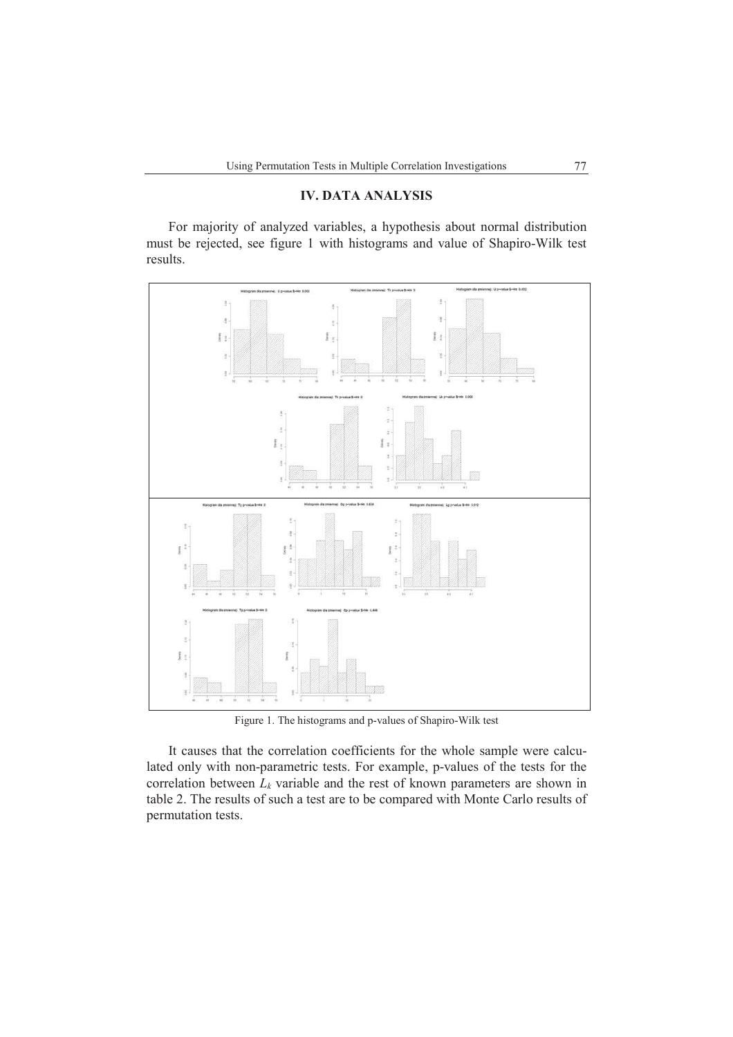## IV. DATA ANALYSIS

For majority of analyzed variables, a hypothesis about normal distribution must be rejected, see figure 1 with histograms and value of Shapiro-Wilk test results.

Figure 1. The histograms and p-values of Shapiro-Wilk test

It causes that the correlation coefficients for the whole sample were calculated only with non-parametric tests. For example, p-values of the tests for the correlation between $L_k$ variable and the rest of known parameters are shown in table 2. The results of such a test are to be compared with Monte Carlo results of permutation tests.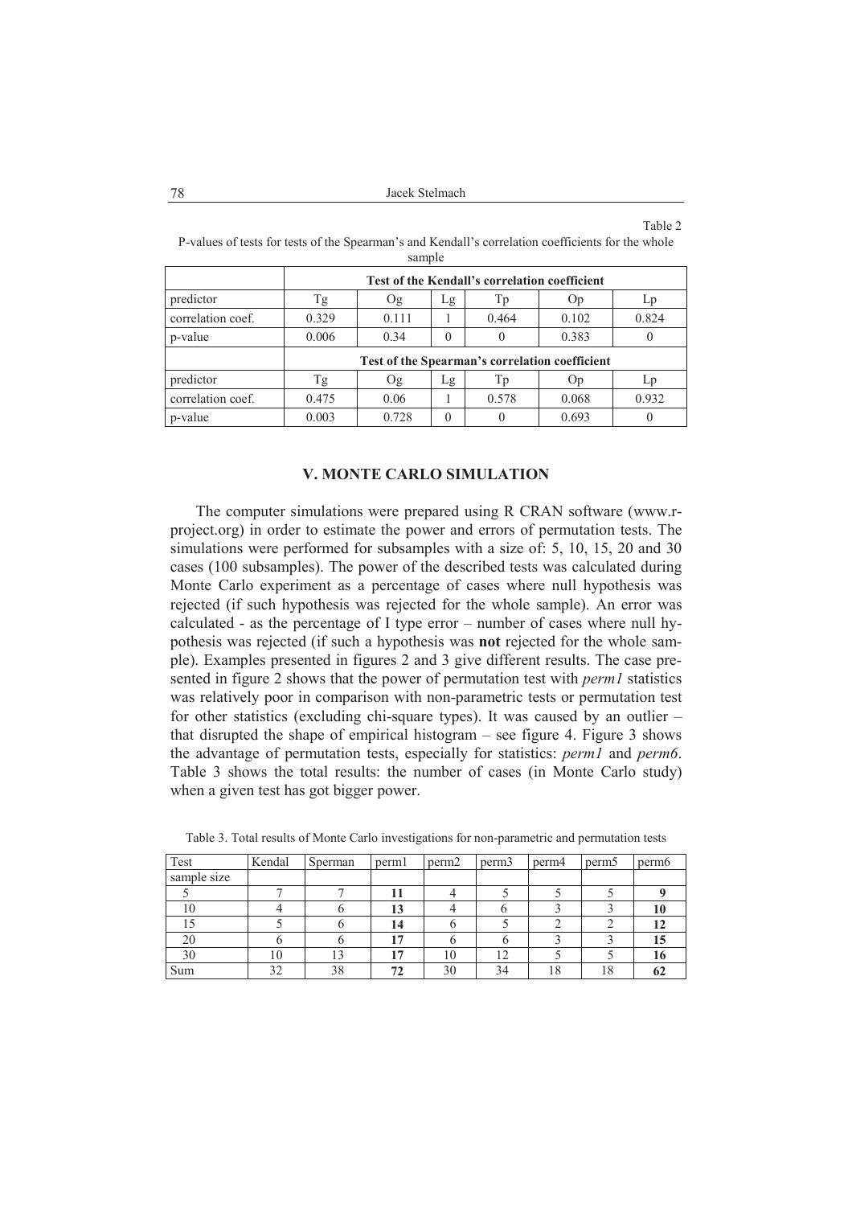Table 2

P-values of tests for tests of the Spearman's and Kendall's correlation coefficients for the whole sample

| | Test of the Kendall's correlation coefficient | | | | | |
|---|---|---|---|---|---|---|
| predictor | Tg | Og | Lg | Tp | Op | Lp |
| correlation coef. | 0.329 | 0.111 | 1 | 0.464 | 0.102 | 0.824 |
| p-value | 0.006 | 0.34 | 0 | 0 | 0.383 | 0 |
| | **Test of the Spearman's correlation coefficient** | | | | | |
| predictor | Tg | Og | Lg | Tp | Op | Lp |
| correlation coef. | 0.475 | 0.06 | 1 | 0.578 | 0.068 | 0.932 |
| p-value | 0.003 | 0.728 | 0 | 0 | 0.693 | 0 |

## V. MONTE CARLO SIMULATION

The computer simulations were prepared using R CRAN software (www.r-project.org) in order to estimate the power and errors of permutation tests. The simulations were performed for subsamples with a size of: 5, 10, 15, 20 and 30 cases (100 subsamples). The power of the described tests was calculated during Monte Carlo experiment as a percentage of cases where null hypothesis was rejected (if such hypothesis was rejected for the whole sample). An error was calculated - as the percentage of I type error – number of cases where null hypothesis was rejected (if such a hypothesis was **not** rejected for the whole sample). Examples presented in figures 2 and 3 give different results. The case presented in figure 2 shows that the power of permutation test with *perm1* statistics was relatively poor in comparison with non-parametric tests or permutation test for other statistics (excluding chi-square types). It was caused by an outlier – that disrupted the shape of empirical histogram – see figure 4. Figure 3 shows the advantage of permutation tests, especially for statistics: *perm1* and *perm6*. Table 3 shows the total results: the number of cases (in Monte Carlo study) when a given test has got bigger power.

Table 3. Total results of Monte Carlo investigations for non-parametric and permutation tests

| Test | Kendal | Sperman | perm1 | perm2 | perm3 | perm4 | perm5 | perm6 |
|---|---|---|---|---|---|---|---|---|
| sample size | | | | | | | | |
| 5 | 7 | 7 | **11** | 4 | 5 | 5 | 5 | **9** |
| 10 | 4 | 6 | **13** | 4 | 6 | 3 | 3 | **10** |
| 15 | 5 | 6 | **14** | 6 | 5 | 2 | 2 | **12** |
| 20 | 6 | 6 | **17** | 6 | 6 | 3 | 3 | **15** |
| 30 | 10 | 13 | **17** | 10 | 12 | 5 | 5 | **16** |
| Sum | 32 | 38 | **72** | 30 | 34 | 18 | 18 | **62** |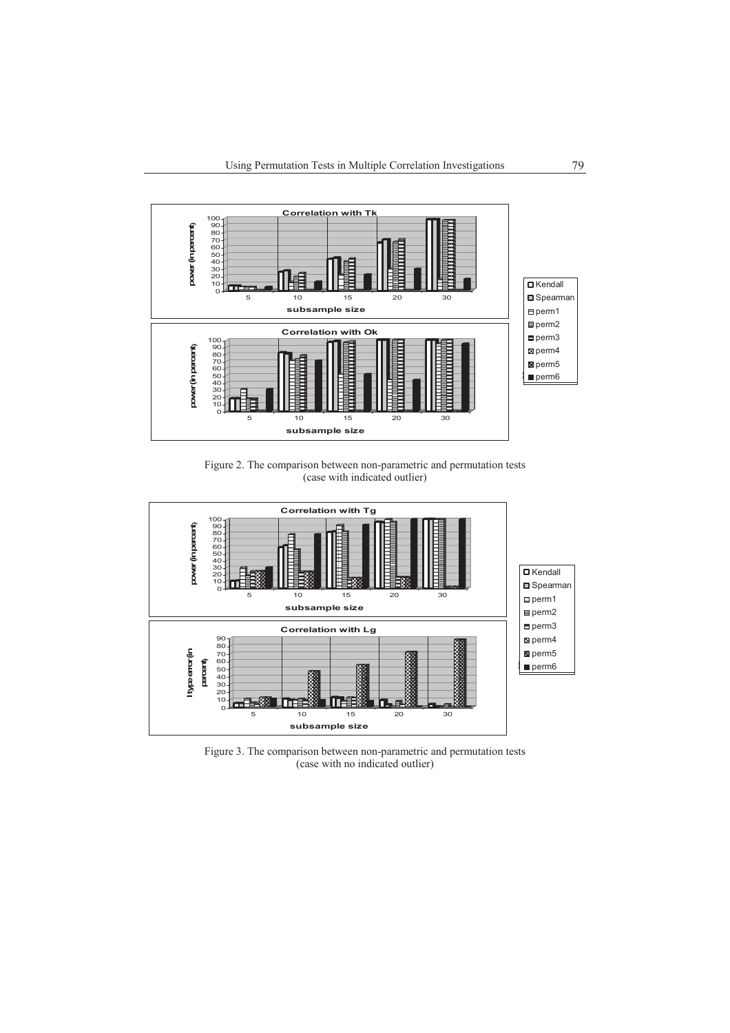Figure 2. The comparison between non-parametric and permutation tests (case with indicated outlier)

Figure 3. The comparison between non-parametric and permutation tests (case with no indicated outlier)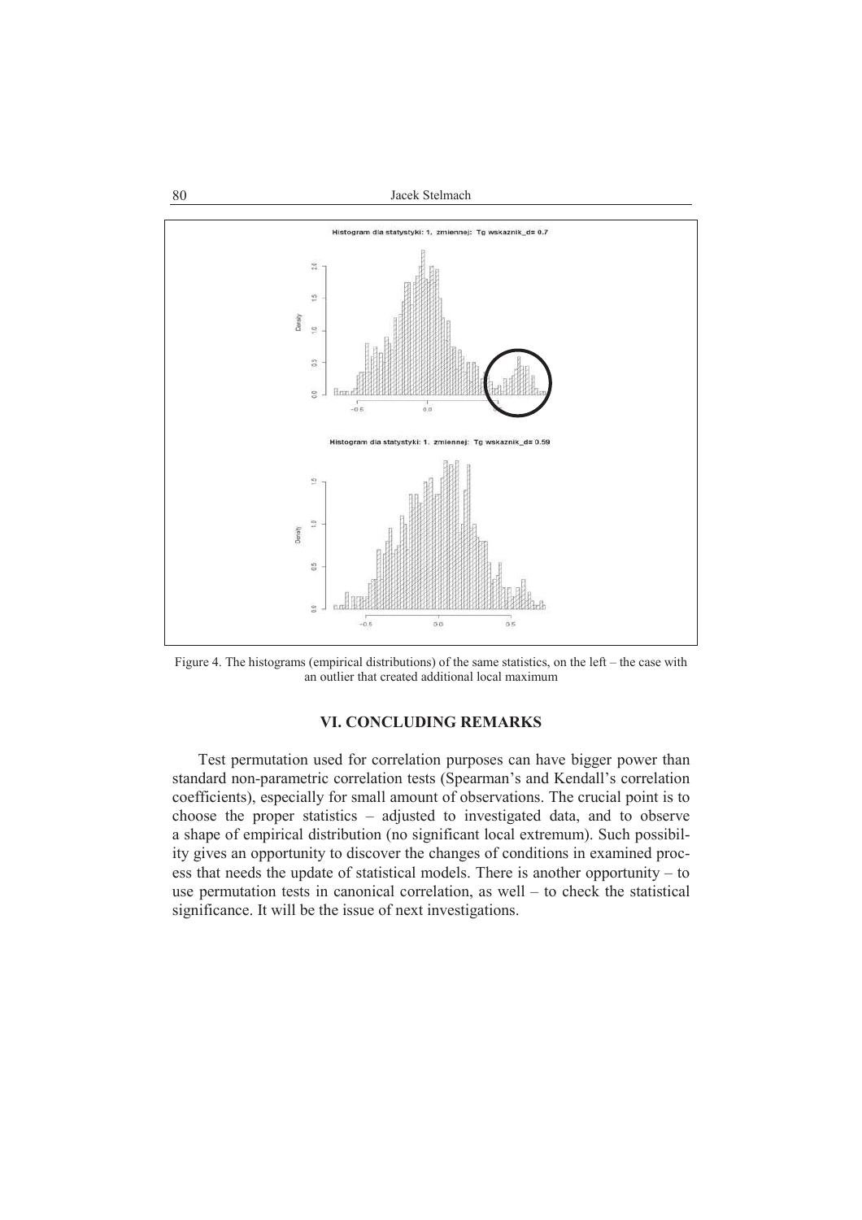Figure 4. The histograms (empirical distributions) of the same statistics, on the left – the case with an outlier that created additional local maximum

## VI. CONCLUDING REMARKS

Test permutation used for correlation purposes can have bigger power than standard non-parametric correlation tests (Spearman's and Kendall's correlation coefficients), especially for small amount of observations. The crucial point is to choose the proper statistics – adjusted to investigated data, and to observe a shape of empirical distribution (no significant local extremum). Such possibility gives an opportunity to discover the changes of conditions in examined process that needs the update of statistical models. There is another opportunity – to use permutation tests in canonical correlation, as well – to check the statistical significance. It will be the issue of next investigations.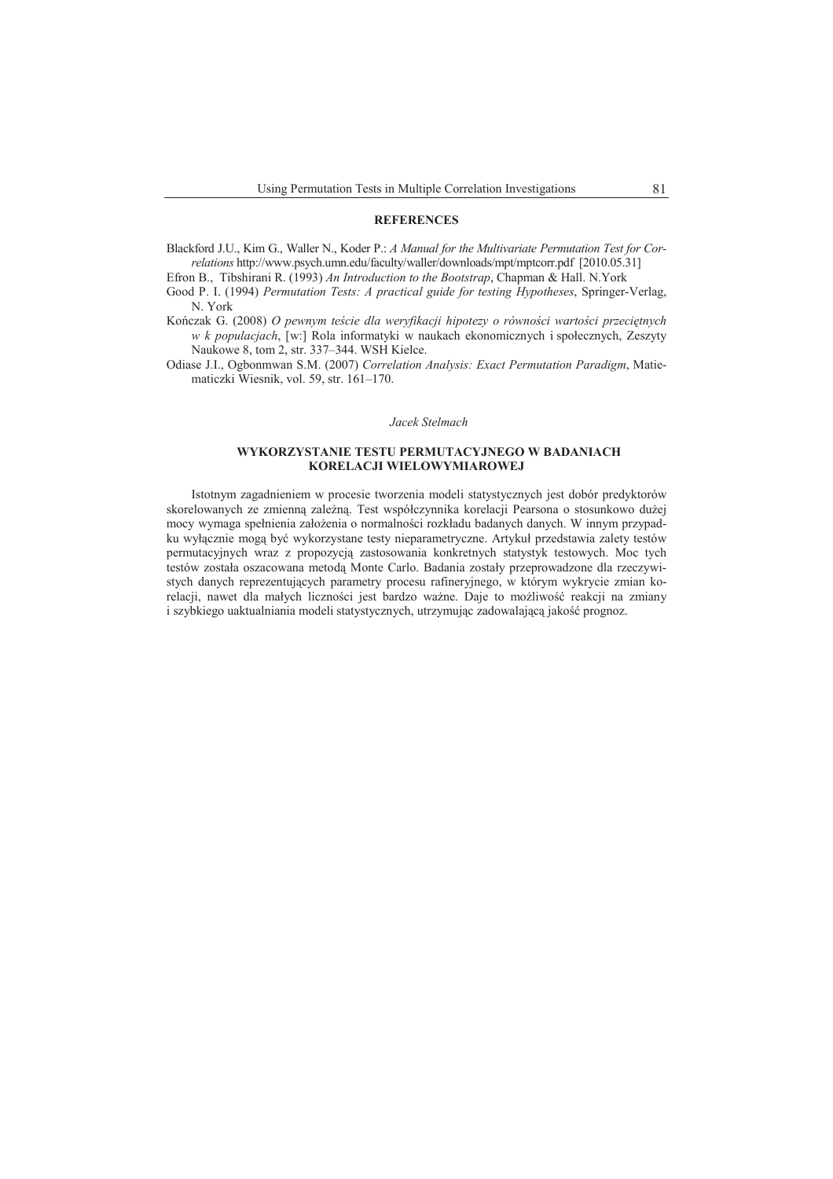## REFERENCES

Blackford J.U., Kim G., Waller N., Koder P.: *A Manual for the Multivariate Permutation Test for Correlations* http://www.psych.umn.edu/faculty/waller/downloads/mpt/mptcorr.pdf [2010.05.31]

Efron B., Tibshirani R. (1993) *An Introduction to the Bootstrap*, Chapman & Hall. N.York

Good P. I. (1994) *Permutation Tests: A practical guide for testing Hypotheses*, Springer-Verlag, N. York

Kończak G. (2008) *O pewnym teście dla weryfikacji hipotezy o równości wartości przeciętnych w k populacjach*, [w:] Rola informatyki w naukach ekonomicznych i społecznych, Zeszyty Naukowe 8, tom 2, str. 337–344. WSH Kielce.

Odiase J.I., Ogbonmwan S.M. (2007) *Correlation Analysis: Exact Permutation Paradigm*, Matiematiczki Wiesnik, vol. 59, str. 161–170.

*Jacek Stelmach*

### WYKORZYSTANIE TESTU PERMUTACYJNEGO W BADANIACH KORELACJI WIELOWYMIAROWEJ

Istotnym zagadnieniem w procesie tworzenia modeli statystycznych jest dobór predyktorów skorelowanych ze zmienną zależną. Test współczynnika korelacji Pearsona o stosunkowo dużej mocy wymaga spełnienia założenia o normalności rozkładu badanych danych. W innym przypadku wyłącznie mogą być wykorzystane testy nieparametryczne. Artykuł przedstawia zalety testów permutacyjnych wraz z propozycją zastosowania konkretnych statystyk testowych. Moc tych testów została oszacowana metodą Monte Carlo. Badania zostały przeprowadzone dla rzeczywistych danych reprezentujących parametry procesu rafineryjnego, w którym wykrycie zmian korelacji, nawet dla małych liczności jest bardzo ważne. Daje to możliwość reakcji na zmiany i szybkiego uaktualniania modeli statystycznych, utrzymując zadowalającą jakość prognoz.